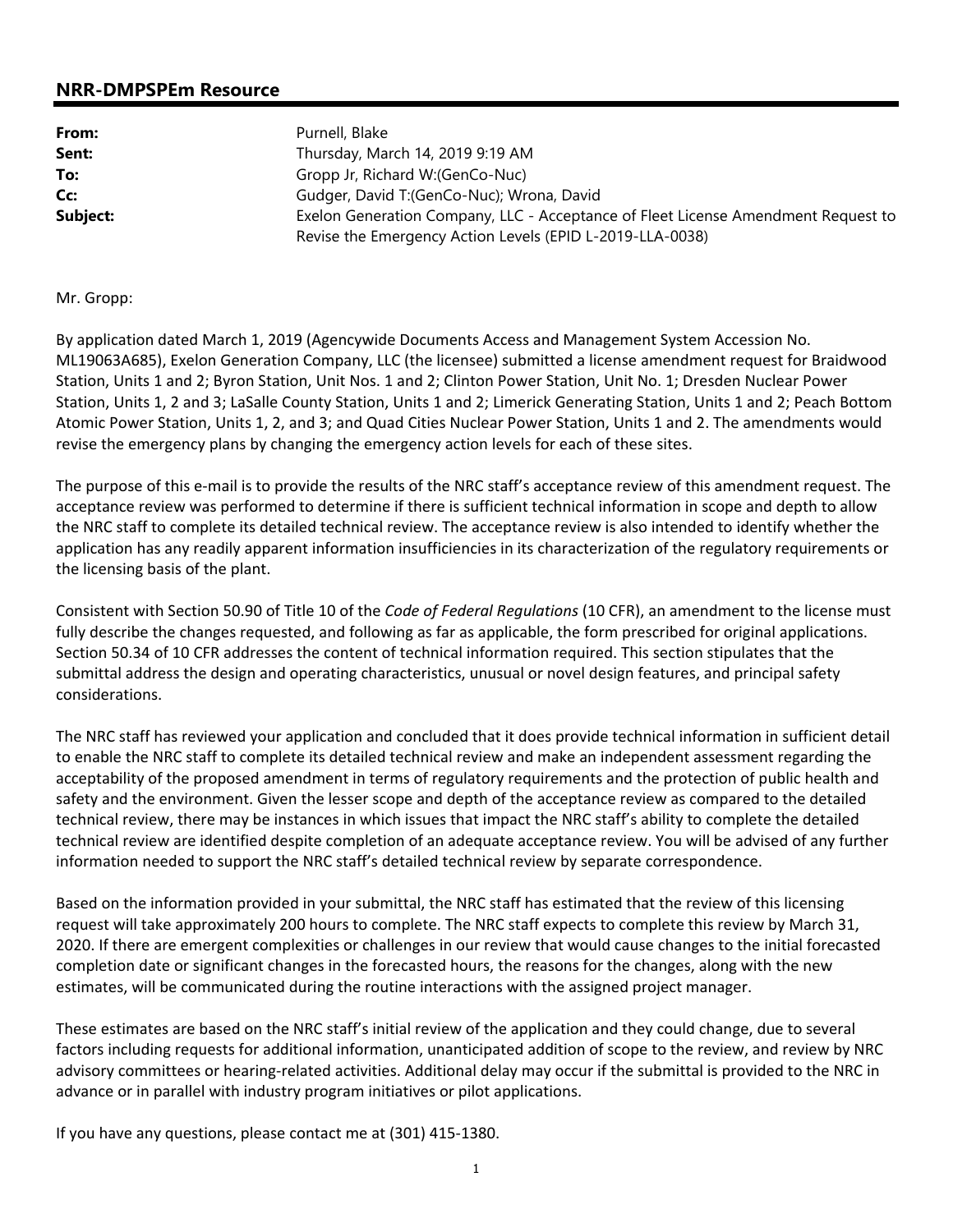## NRR-DMPSPEm Resource

| | |
|---|---|
| **From:** | Purnell, Blake |
| **Sent:** | Thursday, March 14, 2019 9:19 AM |
| **To:** | Gropp Jr, Richard W:(GenCo-Nuc) |
| **Cc:** | Gudger, David T:(GenCo-Nuc); Wrona, David |
| **Subject:** | Exelon Generation Company, LLC - Acceptance of Fleet License Amendment Request to Revise the Emergency Action Levels (EPID L-2019-LLA-0038) |

Mr. Gropp:

By application dated March 1, 2019 (Agencywide Documents Access and Management System Accession No. ML19063A685), Exelon Generation Company, LLC (the licensee) submitted a license amendment request for Braidwood Station, Units 1 and 2; Byron Station, Unit Nos. 1 and 2; Clinton Power Station, Unit No. 1; Dresden Nuclear Power Station, Units 1, 2 and 3; LaSalle County Station, Units 1 and 2; Limerick Generating Station, Units 1 and 2; Peach Bottom Atomic Power Station, Units 1, 2, and 3; and Quad Cities Nuclear Power Station, Units 1 and 2. The amendments would revise the emergency plans by changing the emergency action levels for each of these sites.

The purpose of this e-mail is to provide the results of the NRC staff's acceptance review of this amendment request. The acceptance review was performed to determine if there is sufficient technical information in scope and depth to allow the NRC staff to complete its detailed technical review. The acceptance review is also intended to identify whether the application has any readily apparent information insufficiencies in its characterization of the regulatory requirements or the licensing basis of the plant.

Consistent with Section 50.90 of Title 10 of the *Code of Federal Regulations* (10 CFR), an amendment to the license must fully describe the changes requested, and following as far as applicable, the form prescribed for original applications. Section 50.34 of 10 CFR addresses the content of technical information required. This section stipulates that the submittal address the design and operating characteristics, unusual or novel design features, and principal safety considerations.

The NRC staff has reviewed your application and concluded that it does provide technical information in sufficient detail to enable the NRC staff to complete its detailed technical review and make an independent assessment regarding the acceptability of the proposed amendment in terms of regulatory requirements and the protection of public health and safety and the environment. Given the lesser scope and depth of the acceptance review as compared to the detailed technical review, there may be instances in which issues that impact the NRC staff's ability to complete the detailed technical review are identified despite completion of an adequate acceptance review. You will be advised of any further information needed to support the NRC staff's detailed technical review by separate correspondence.

Based on the information provided in your submittal, the NRC staff has estimated that the review of this licensing request will take approximately 200 hours to complete. The NRC staff expects to complete this review by March 31, 2020. If there are emergent complexities or challenges in our review that would cause changes to the initial forecasted completion date or significant changes in the forecasted hours, the reasons for the changes, along with the new estimates, will be communicated during the routine interactions with the assigned project manager.

These estimates are based on the NRC staff's initial review of the application and they could change, due to several factors including requests for additional information, unanticipated addition of scope to the review, and review by NRC advisory committees or hearing-related activities. Additional delay may occur if the submittal is provided to the NRC in advance or in parallel with industry program initiatives or pilot applications.

If you have any questions, please contact me at (301) 415-1380.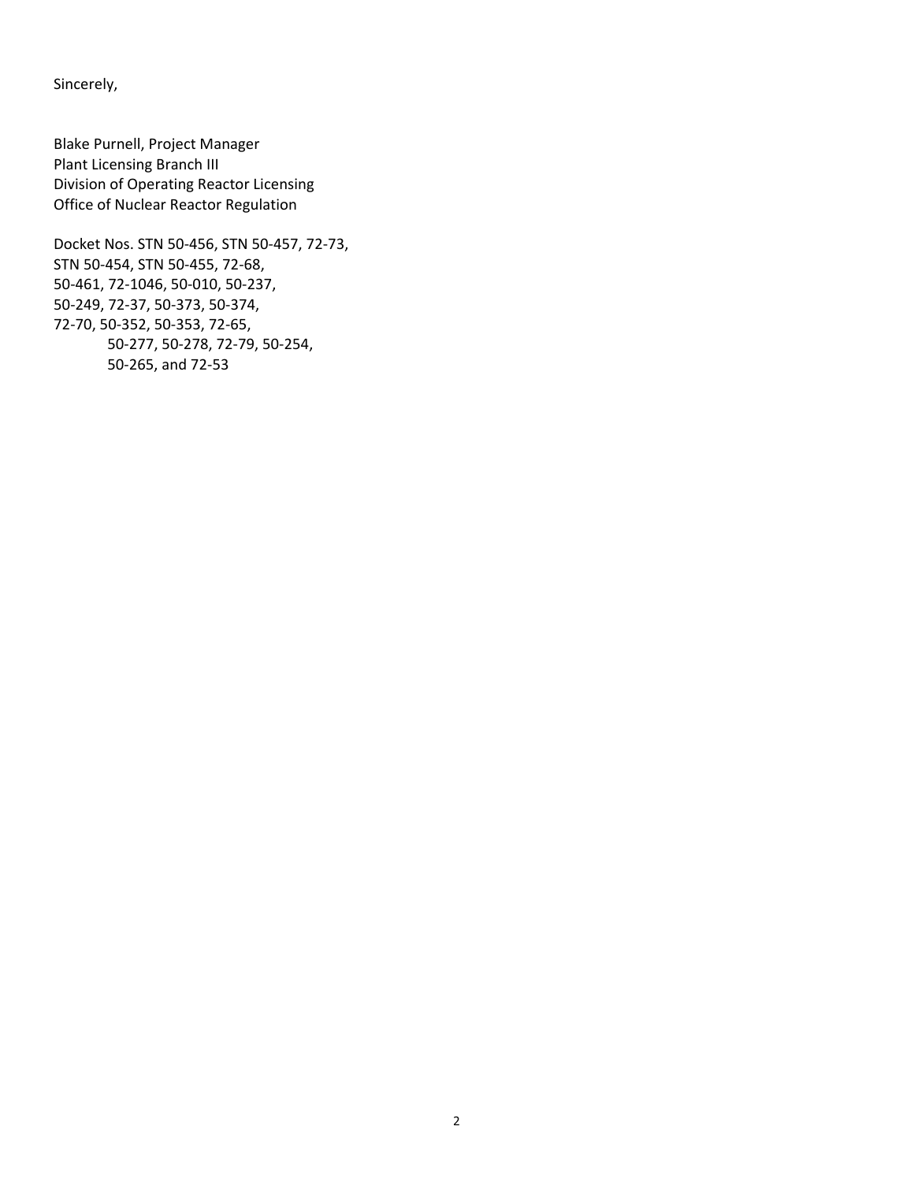Sincerely,

Blake Purnell, Project Manager
Plant Licensing Branch III
Division of Operating Reactor Licensing
Office of Nuclear Reactor Regulation

Docket Nos. STN 50-456, STN 50-457, 72-73,
STN 50-454, STN 50-455, 72-68,
50-461, 72-1046, 50-010, 50-237,
50-249, 72-37, 50-373, 50-374,
72-70, 50-352, 50-353, 72-65,
50-277, 50-278, 72-79, 50-254,
50-265, and 72-53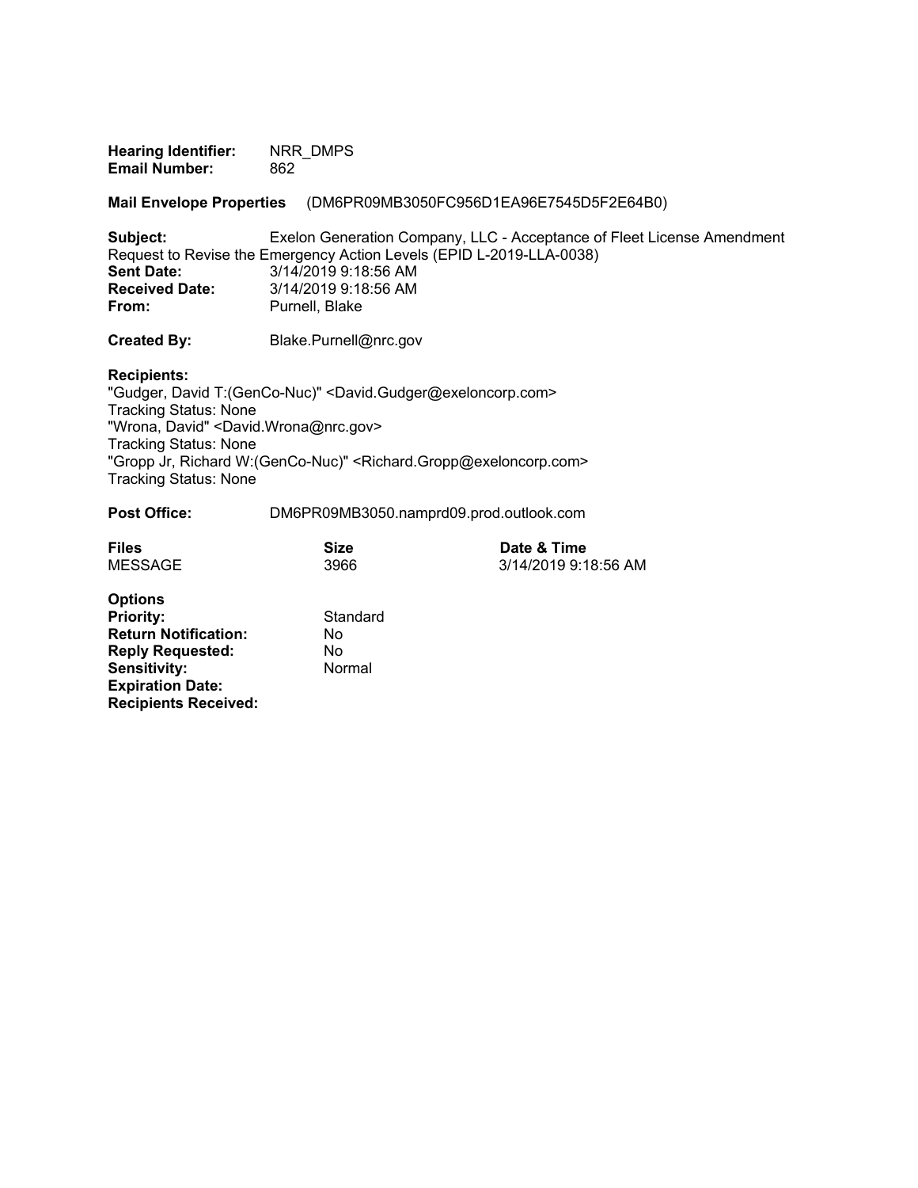**Hearing Identifier:** NRR_DMPS
**Email Number:** 862

**Mail Envelope Properties** (DM6PR09MB3050FC956D1EA96E7545D5F2E64B0)

**Subject:** Exelon Generation Company, LLC - Acceptance of Fleet License Amendment Request to Revise the Emergency Action Levels (EPID L-2019-LLA-0038)
**Sent Date:** 3/14/2019 9:18:56 AM
**Received Date:** 3/14/2019 9:18:56 AM
**From:** Purnell, Blake

**Created By:** Blake.Purnell@nrc.gov

**Recipients:**
"Gudger, David T:(GenCo-Nuc)" <David.Gudger@exeloncorp.com>
Tracking Status: None
"Wrona, David" <David.Wrona@nrc.gov>
Tracking Status: None
"Gropp Jr, Richard W:(GenCo-Nuc)" <Richard.Gropp@exeloncorp.com>
Tracking Status: None

**Post Office:** DM6PR09MB3050.namprd09.prod.outlook.com

| Files | Size | Date & Time |
| --- | --- | --- |
| MESSAGE | 3966 | 3/14/2019 9:18:56 AM |

**Options**
**Priority:** Standard
**Return Notification:** No
**Reply Requested:** No
**Sensitivity:** Normal
**Expiration Date:**
**Recipients Received:**